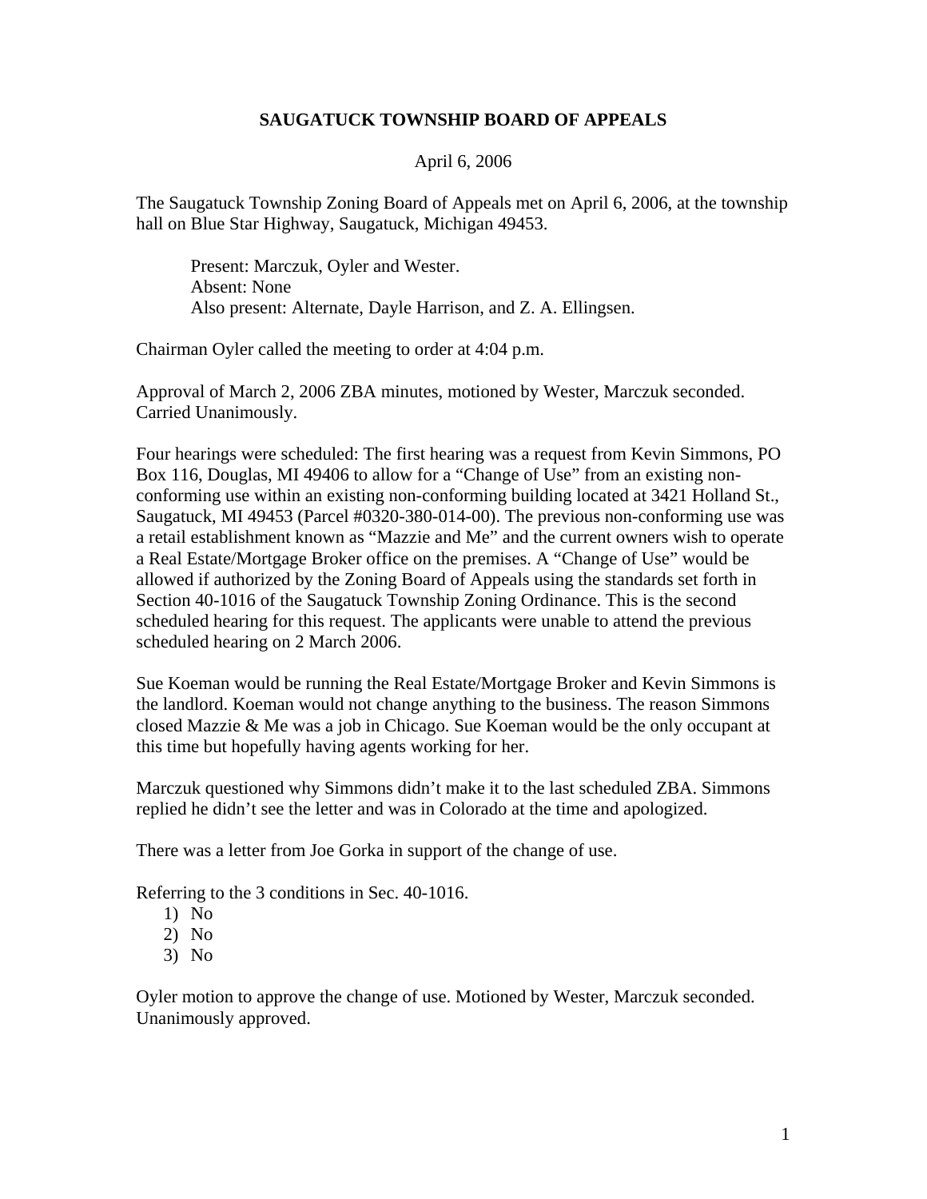# SAUGATUCK TOWNSHIP BOARD OF APPEALS

April 6, 2006

The Saugatuck Township Zoning Board of Appeals met on April 6, 2006, at the township hall on Blue Star Highway, Saugatuck, Michigan 49453.

> Present: Marczuk, Oyler and Wester.
> Absent: None
> Also present: Alternate, Dayle Harrison, and Z. A. Ellingsen.

Chairman Oyler called the meeting to order at 4:04 p.m.

Approval of March 2, 2006 ZBA minutes, motioned by Wester, Marczuk seconded. Carried Unanimously.

Four hearings were scheduled: The first hearing was a request from Kevin Simmons, PO Box 116, Douglas, MI 49406 to allow for a "Change of Use" from an existing non-conforming use within an existing non-conforming building located at 3421 Holland St., Saugatuck, MI 49453 (Parcel #0320-380-014-00). The previous non-conforming use was a retail establishment known as "Mazzie and Me" and the current owners wish to operate a Real Estate/Mortgage Broker office on the premises. A "Change of Use" would be allowed if authorized by the Zoning Board of Appeals using the standards set forth in Section 40-1016 of the Saugatuck Township Zoning Ordinance. This is the second scheduled hearing for this request. The applicants were unable to attend the previous scheduled hearing on 2 March 2006.

Sue Koeman would be running the Real Estate/Mortgage Broker and Kevin Simmons is the landlord. Koeman would not change anything to the business. The reason Simmons closed Mazzie & Me was a job in Chicago. Sue Koeman would be the only occupant at this time but hopefully having agents working for her.

Marczuk questioned why Simmons didn't make it to the last scheduled ZBA. Simmons replied he didn't see the letter and was in Colorado at the time and apologized.

There was a letter from Joe Gorka in support of the change of use.

Referring to the 3 conditions in Sec. 40-1016.

1) No
2) No
3) No

Oyler motion to approve the change of use. Motioned by Wester, Marczuk seconded. Unanimously approved.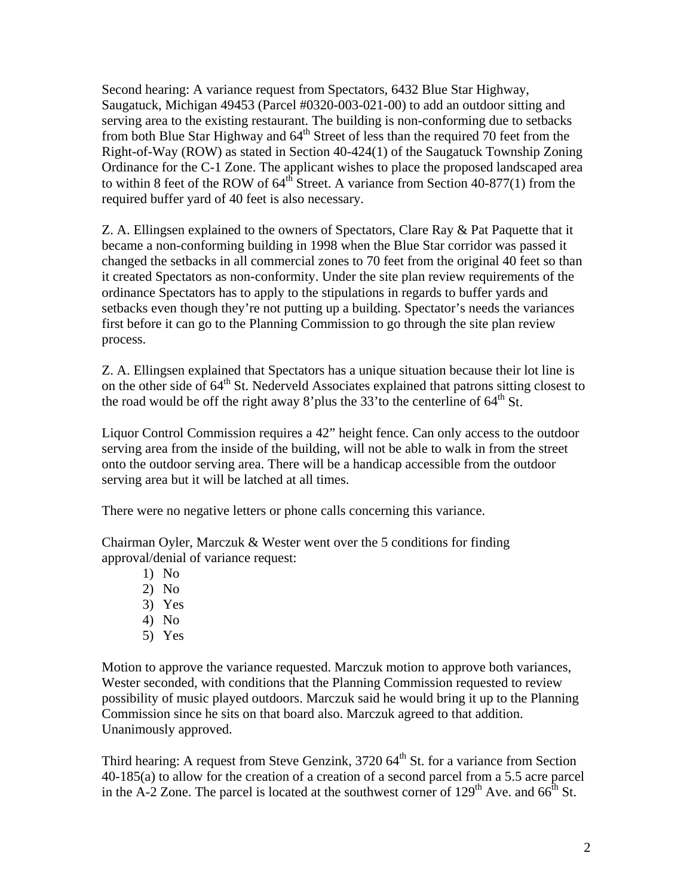Second hearing: A variance request from Spectators, 6432 Blue Star Highway, Saugatuck, Michigan 49453 (Parcel #0320-003-021-00) to add an outdoor sitting and serving area to the existing restaurant. The building is non-conforming due to setbacks from both Blue Star Highway and 64th Street of less than the required 70 feet from the Right-of-Way (ROW) as stated in Section 40-424(1) of the Saugatuck Township Zoning Ordinance for the C-1 Zone. The applicant wishes to place the proposed landscaped area to within 8 feet of the ROW of 64th Street. A variance from Section 40-877(1) from the required buffer yard of 40 feet is also necessary.

Z. A. Ellingsen explained to the owners of Spectators, Clare Ray & Pat Paquette that it became a non-conforming building in 1998 when the Blue Star corridor was passed it changed the setbacks in all commercial zones to 70 feet from the original 40 feet so than it created Spectators as non-conformity. Under the site plan review requirements of the ordinance Spectators has to apply to the stipulations in regards to buffer yards and setbacks even though they're not putting up a building. Spectator's needs the variances first before it can go to the Planning Commission to go through the site plan review process.

Z. A. Ellingsen explained that Spectators has a unique situation because their lot line is on the other side of 64th St. Nederveld Associates explained that patrons sitting closest to the road would be off the right away 8' plus the 33' to the centerline of 64th St.

Liquor Control Commission requires a 42" height fence. Can only access to the outdoor serving area from the inside of the building, will not be able to walk in from the street onto the outdoor serving area. There will be a handicap accessible from the outdoor serving area but it will be latched at all times.

There were no negative letters or phone calls concerning this variance.

Chairman Oyler, Marczuk & Wester went over the 5 conditions for finding approval/denial of variance request:

1) No
2) No
3) Yes
4) No
5) Yes

Motion to approve the variance requested. Marczuk motion to approve both variances, Wester seconded, with conditions that the Planning Commission requested to review possibility of music played outdoors. Marczuk said he would bring it up to the Planning Commission since he sits on that board also. Marczuk agreed to that addition. Unanimously approved.

Third hearing: A request from Steve Genzink, 3720 64th St. for a variance from Section 40-185(a) to allow for the creation of a creation of a second parcel from a 5.5 acre parcel in the A-2 Zone. The parcel is located at the southwest corner of 129th Ave. and 66th St.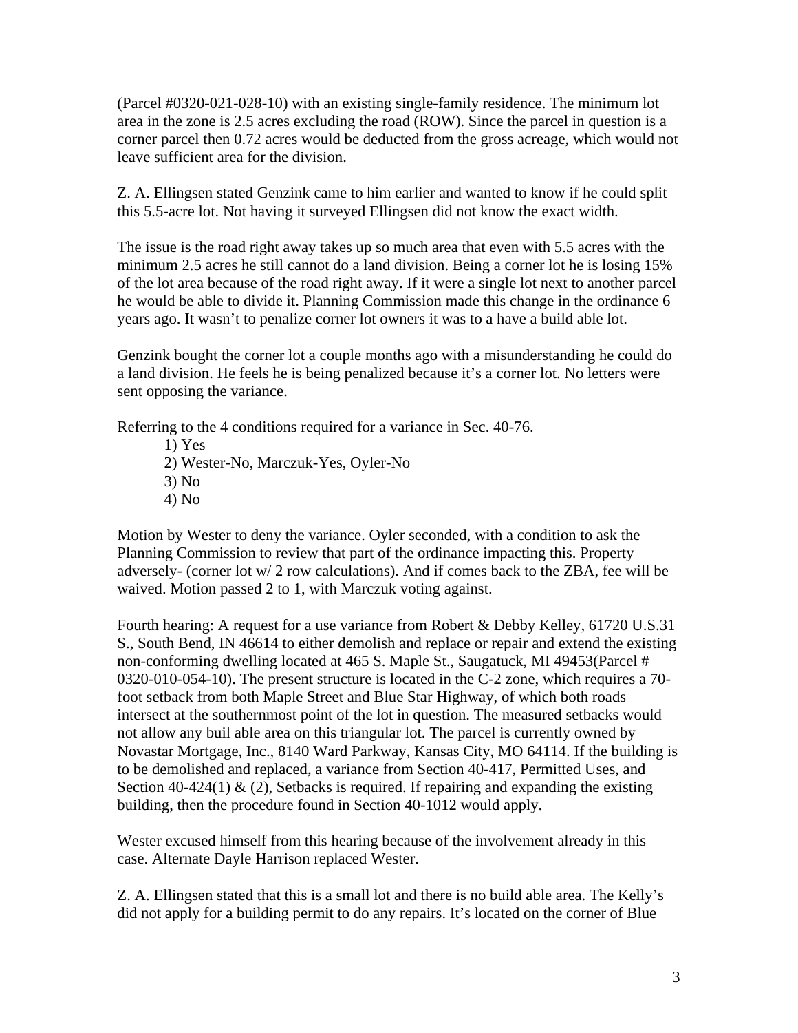(Parcel #0320-021-028-10) with an existing single-family residence. The minimum lot area in the zone is 2.5 acres excluding the road (ROW). Since the parcel in question is a corner parcel then 0.72 acres would be deducted from the gross acreage, which would not leave sufficient area for the division.

Z. A. Ellingsen stated Genzink came to him earlier and wanted to know if he could split this 5.5-acre lot. Not having it surveyed Ellingsen did not know the exact width.

The issue is the road right away takes up so much area that even with 5.5 acres with the minimum 2.5 acres he still cannot do a land division. Being a corner lot he is losing 15% of the lot area because of the road right away. If it were a single lot next to another parcel he would be able to divide it. Planning Commission made this change in the ordinance 6 years ago. It wasn't to penalize corner lot owners it was to a have a build able lot.

Genzink bought the corner lot a couple months ago with a misunderstanding he could do a land division. He feels he is being penalized because it's a corner lot. No letters were sent opposing the variance.

Referring to the 4 conditions required for a variance in Sec. 40-76.

1) Yes
2) Wester-No, Marczuk-Yes, Oyler-No
3) No
4) No

Motion by Wester to deny the variance. Oyler seconded, with a condition to ask the Planning Commission to review that part of the ordinance impacting this. Property adversely- (corner lot w/ 2 row calculations). And if comes back to the ZBA, fee will be waived. Motion passed 2 to 1, with Marczuk voting against.

Fourth hearing: A request for a use variance from Robert & Debby Kelley, 61720 U.S.31 S., South Bend, IN 46614 to either demolish and replace or repair and extend the existing non-conforming dwelling located at 465 S. Maple St., Saugatuck, MI 49453(Parcel # 0320-010-054-10). The present structure is located in the C-2 zone, which requires a 70-foot setback from both Maple Street and Blue Star Highway, of which both roads intersect at the southernmost point of the lot in question. The measured setbacks would not allow any buil able area on this triangular lot. The parcel is currently owned by Novastar Mortgage, Inc., 8140 Ward Parkway, Kansas City, MO 64114. If the building is to be demolished and replaced, a variance from Section 40-417, Permitted Uses, and Section 40-424(1) & (2), Setbacks is required. If repairing and expanding the existing building, then the procedure found in Section 40-1012 would apply.

Wester excused himself from this hearing because of the involvement already in this case. Alternate Dayle Harrison replaced Wester.

Z. A. Ellingsen stated that this is a small lot and there is no build able area. The Kelly's did not apply for a building permit to do any repairs. It's located on the corner of Blue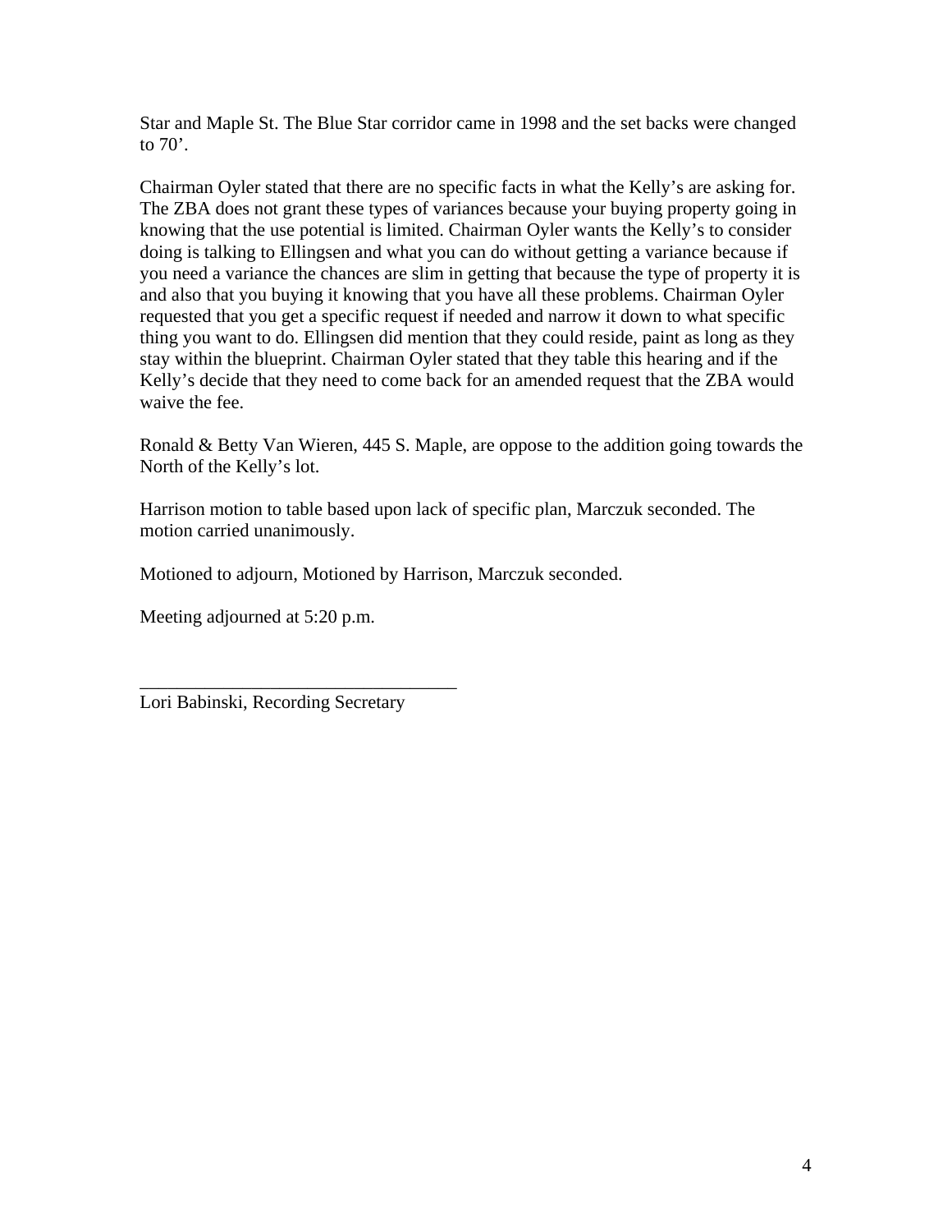Star and Maple St. The Blue Star corridor came in 1998 and the set backs were changed to 70'.

Chairman Oyler stated that there are no specific facts in what the Kelly's are asking for. The ZBA does not grant these types of variances because your buying property going in knowing that the use potential is limited. Chairman Oyler wants the Kelly's to consider doing is talking to Ellingsen and what you can do without getting a variance because if you need a variance the chances are slim in getting that because the type of property it is and also that you buying it knowing that you have all these problems. Chairman Oyler requested that you get a specific request if needed and narrow it down to what specific thing you want to do. Ellingsen did mention that they could reside, paint as long as they stay within the blueprint. Chairman Oyler stated that they table this hearing and if the Kelly's decide that they need to come back for an amended request that the ZBA would waive the fee.

Ronald & Betty Van Wieren, 445 S. Maple, are oppose to the addition going towards the North of the Kelly's lot.

Harrison motion to table based upon lack of specific plan, Marczuk seconded. The motion carried unanimously.

Motioned to adjourn, Motioned by Harrison, Marczuk seconded.

Meeting adjourned at 5:20 p.m.

\_\_\_\_\_\_\_\_\_\_\_\_\_\_\_\_\_\_\_\_\_\_\_\_\_\_\_\_\_\_\_\_\_\_

Lori Babinski, Recording Secretary